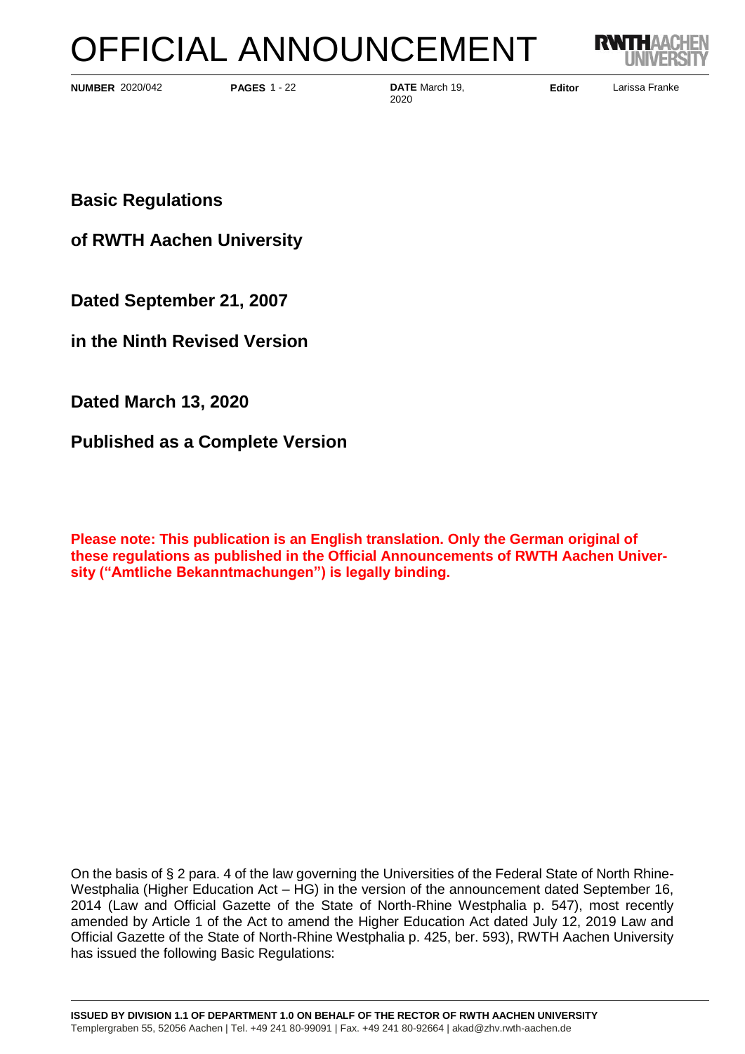# OFFICIAL ANNOUNCEMENT

**NUMBER** 2020/042 **PAGES** 1 - 22 **DATE** March 19, 2020 **Editor** Larissa Franke

**Basic Regulations**

**of RWTH Aachen University**

**Dated September 21, 2007**

**in the Ninth Revised Version**

**Dated March 13, 2020**

**Published as a Complete Version**

**Please note: This publication is an English translation. Only the German original of these regulations as published in the Official Announcements of RWTH Aachen University ("Amtliche Bekanntmachungen") is legally binding.**

On the basis of § 2 para. 4 of the law governing the Universities of the Federal State of North Rhine-Westphalia (Higher Education Act – HG) in the version of the announcement dated September 16, 2014 (Law and Official Gazette of the State of North-Rhine Westphalia p. 547), most recently amended by Article 1 of the Act to amend the Higher Education Act dated July 12, 2019 Law and Official Gazette of the State of North-Rhine Westphalia p. 425, ber. 593), RWTH Aachen University has issued the following Basic Regulations:

**ISSUED BY DIVISION 1.1 OF DEPARTMENT 1.0 ON BEHALF OF THE RECTOR OF RWTH AACHEN UNIVERSITY**
Templergraben 55, 52056 Aachen | Tel. +49 241 80-99091 | Fax. +49 241 80-92664 | akad@zhv.rwth-aachen.de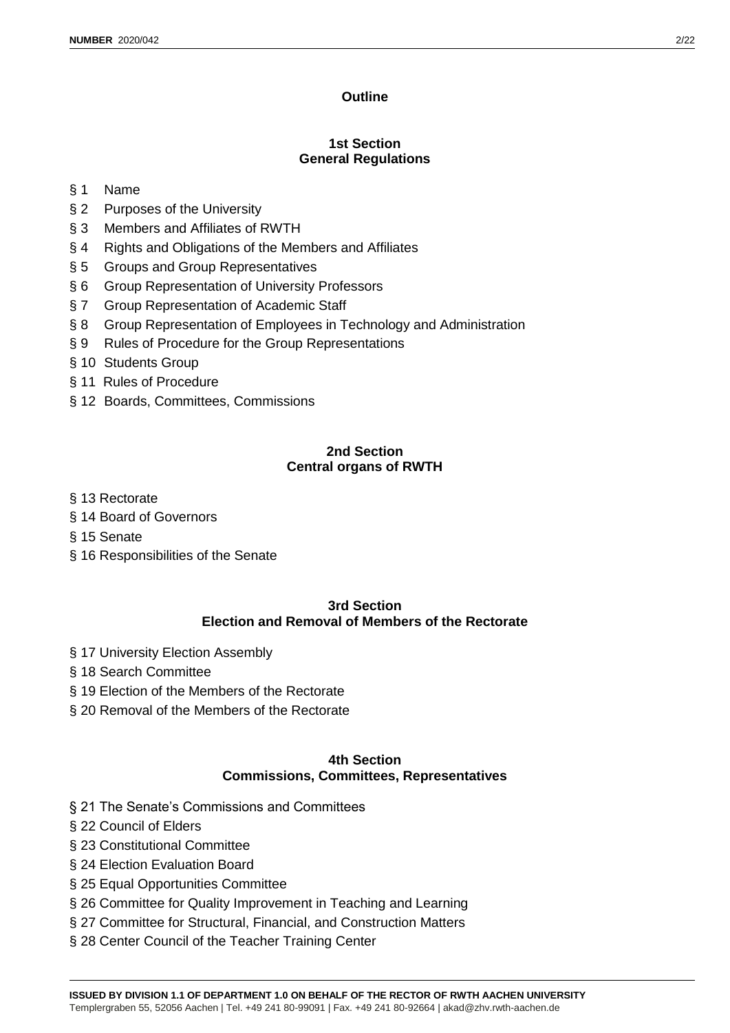## Outline

### 1st Section
### General Regulations

§ 1 Name

§ 2 Purposes of the University

§ 3 Members and Affiliates of RWTH

§ 4 Rights and Obligations of the Members and Affiliates

§ 5 Groups and Group Representatives

§ 6 Group Representation of University Professors

§ 7 Group Representation of Academic Staff

§ 8 Group Representation of Employees in Technology and Administration

§ 9 Rules of Procedure for the Group Representations

§ 10 Students Group

§ 11 Rules of Procedure

§ 12 Boards, Committees, Commissions

### 2nd Section
### Central organs of RWTH

§ 13 Rectorate

§ 14 Board of Governors

§ 15 Senate

§ 16 Responsibilities of the Senate

### 3rd Section
### Election and Removal of Members of the Rectorate

§ 17 University Election Assembly

§ 18 Search Committee

§ 19 Election of the Members of the Rectorate

§ 20 Removal of the Members of the Rectorate

### 4th Section
### Commissions, Committees, Representatives

§ 21 The Senate's Commissions and Committees

§ 22 Council of Elders

§ 23 Constitutional Committee

§ 24 Election Evaluation Board

§ 25 Equal Opportunities Committee

§ 26 Committee for Quality Improvement in Teaching and Learning

§ 27 Committee for Structural, Financial, and Construction Matters

§ 28 Center Council of the Teacher Training Center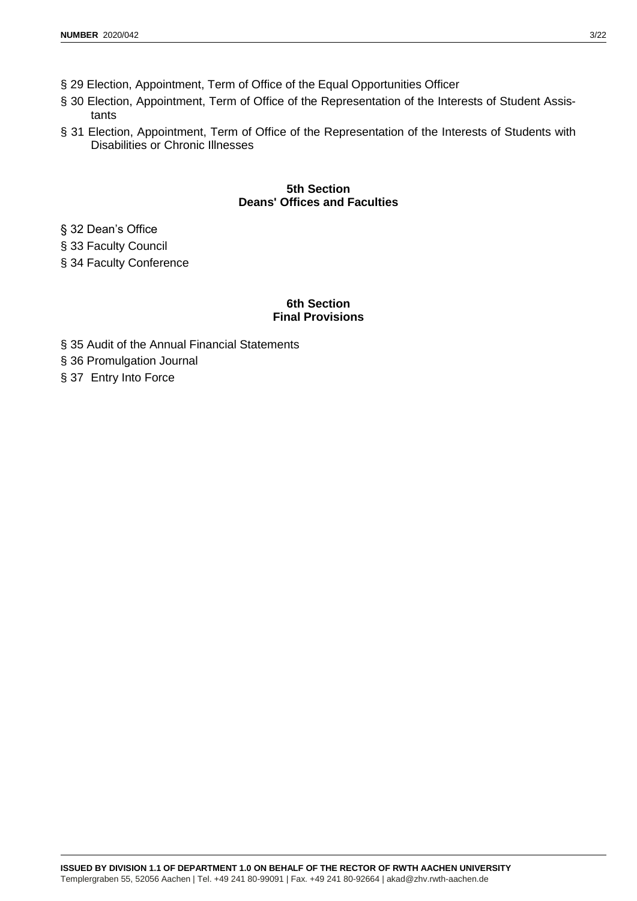§ 29 Election, Appointment, Term of Office of the Equal Opportunities Officer

§ 30 Election, Appointment, Term of Office of the Representation of the Interests of Student Assistants

§ 31 Election, Appointment, Term of Office of the Representation of the Interests of Students with Disabilities or Chronic Illnesses

## 5th Section
## Deans' Offices and Faculties

§ 32 Dean's Office

§ 33 Faculty Council

§ 34 Faculty Conference

## 6th Section
## Final Provisions

§ 35 Audit of the Annual Financial Statements

§ 36 Promulgation Journal

§ 37 Entry Into Force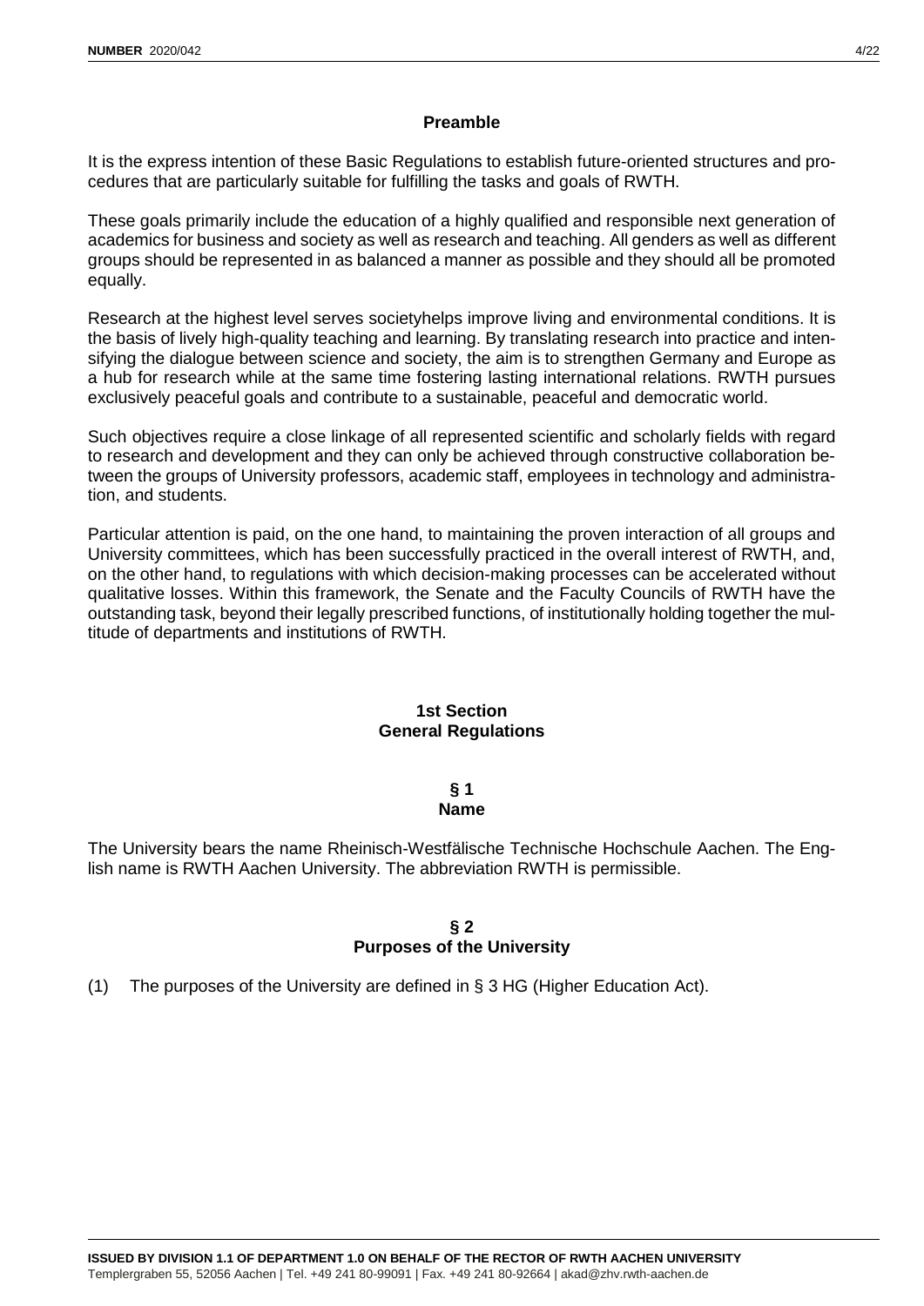## Preamble

It is the express intention of these Basic Regulations to establish future-oriented structures and procedures that are particularly suitable for fulfilling the tasks and goals of RWTH.

These goals primarily include the education of a highly qualified and responsible next generation of academics for business and society as well as research and teaching. All genders as well as different groups should be represented in as balanced a manner as possible and they should all be promoted equally.

Research at the highest level serves societyhelps improve living and environmental conditions. It is the basis of lively high-quality teaching and learning. By translating research into practice and intensifying the dialogue between science and society, the aim is to strengthen Germany and Europe as a hub for research while at the same time fostering lasting international relations. RWTH pursues exclusively peaceful goals and contribute to a sustainable, peaceful and democratic world.

Such objectives require a close linkage of all represented scientific and scholarly fields with regard to research and development and they can only be achieved through constructive collaboration between the groups of University professors, academic staff, employees in technology and administration, and students.

Particular attention is paid, on the one hand, to maintaining the proven interaction of all groups and University committees, which has been successfully practiced in the overall interest of RWTH, and, on the other hand, to regulations with which decision-making processes can be accelerated without qualitative losses. Within this framework, the Senate and the Faculty Councils of RWTH have the outstanding task, beyond their legally prescribed functions, of institutionally holding together the multitude of departments and institutions of RWTH.

## 1st Section
## General Regulations

### § 1
### Name

The University bears the name Rheinisch-Westfälische Technische Hochschule Aachen. The English name is RWTH Aachen University. The abbreviation RWTH is permissible.

### § 2
### Purposes of the University

(1) The purposes of the University are defined in § 3 HG (Higher Education Act).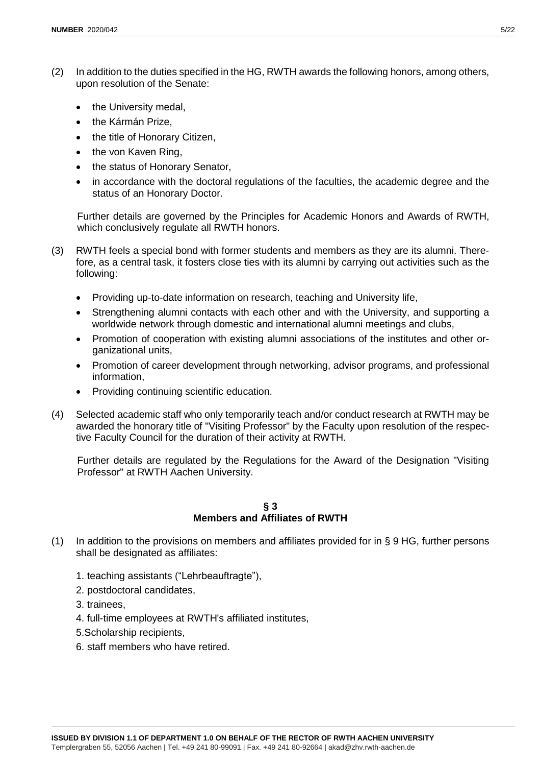(2) In addition to the duties specified in the HG, RWTH awards the following honors, among others, upon resolution of the Senate:

- the University medal,
- the Kármán Prize,
- the title of Honorary Citizen,
- the von Kaven Ring,
- the status of Honorary Senator,
- in accordance with the doctoral regulations of the faculties, the academic degree and the status of an Honorary Doctor.

Further details are governed by the Principles for Academic Honors and Awards of RWTH, which conclusively regulate all RWTH honors.

(3) RWTH feels a special bond with former students and members as they are its alumni. Therefore, as a central task, it fosters close ties with its alumni by carrying out activities such as the following:

- Providing up-to-date information on research, teaching and University life,
- Strengthening alumni contacts with each other and with the University, and supporting a worldwide network through domestic and international alumni meetings and clubs,
- Promotion of cooperation with existing alumni associations of the institutes and other organizational units,
- Promotion of career development through networking, advisor programs, and professional information,
- Providing continuing scientific education.

(4) Selected academic staff who only temporarily teach and/or conduct research at RWTH may be awarded the honorary title of "Visiting Professor" by the Faculty upon resolution of the respective Faculty Council for the duration of their activity at RWTH.

Further details are regulated by the Regulations for the Award of the Designation "Visiting Professor" at RWTH Aachen University.

## § 3
## Members and Affiliates of RWTH

(1) In addition to the provisions on members and affiliates provided for in § 9 HG, further persons shall be designated as affiliates:

1. teaching assistants ("Lehrbeauftragte"),
2. postdoctoral candidates,
3. trainees,
4. full-time employees at RWTH's affiliated institutes,
5. Scholarship recipients,
6. staff members who have retired.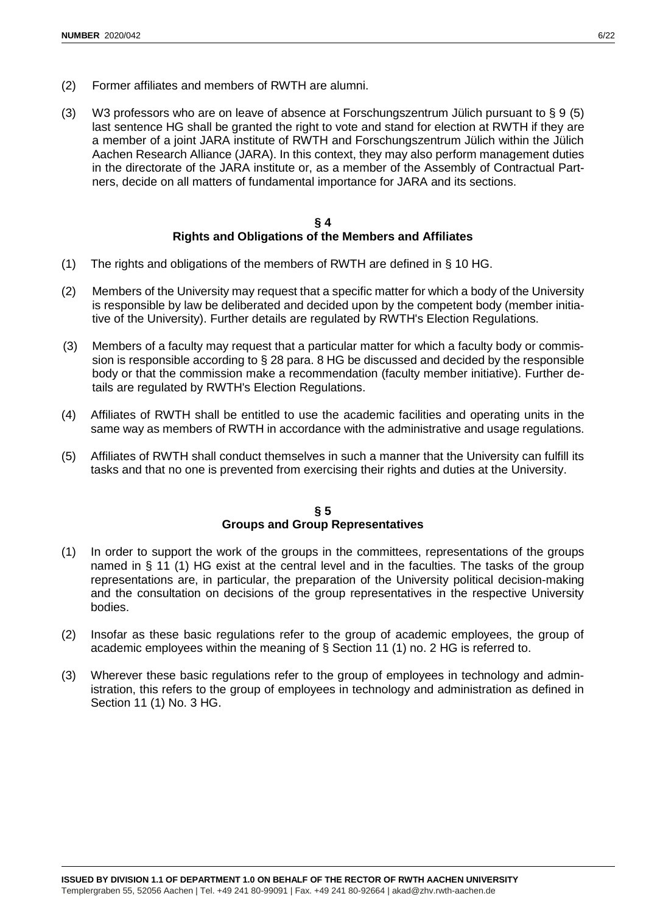(2) Former affiliates and members of RWTH are alumni.

(3) W3 professors who are on leave of absence at Forschungszentrum Jülich pursuant to § 9 (5) last sentence HG shall be granted the right to vote and stand for election at RWTH if they are a member of a joint JARA institute of RWTH and Forschungszentrum Jülich within the Jülich Aachen Research Alliance (JARA). In this context, they may also perform management duties in the directorate of the JARA institute or, as a member of the Assembly of Contractual Partners, decide on all matters of fundamental importance for JARA and its sections.

## § 4
## Rights and Obligations of the Members and Affiliates

(1) The rights and obligations of the members of RWTH are defined in § 10 HG.

(2) Members of the University may request that a specific matter for which a body of the University is responsible by law be deliberated and decided upon by the competent body (member initiative of the University). Further details are regulated by RWTH's Election Regulations.

(3) Members of a faculty may request that a particular matter for which a faculty body or commission is responsible according to § 28 para. 8 HG be discussed and decided by the responsible body or that the commission make a recommendation (faculty member initiative). Further details are regulated by RWTH's Election Regulations.

(4) Affiliates of RWTH shall be entitled to use the academic facilities and operating units in the same way as members of RWTH in accordance with the administrative and usage regulations.

(5) Affiliates of RWTH shall conduct themselves in such a manner that the University can fulfill its tasks and that no one is prevented from exercising their rights and duties at the University.

## § 5
## Groups and Group Representatives

(1) In order to support the work of the groups in the committees, representations of the groups named in § 11 (1) HG exist at the central level and in the faculties. The tasks of the group representations are, in particular, the preparation of the University political decision-making and the consultation on decisions of the group representatives in the respective University bodies.

(2) Insofar as these basic regulations refer to the group of academic employees, the group of academic employees within the meaning of § Section 11 (1) no. 2 HG is referred to.

(3) Wherever these basic regulations refer to the group of employees in technology and administration, this refers to the group of employees in technology and administration as defined in Section 11 (1) No. 3 HG.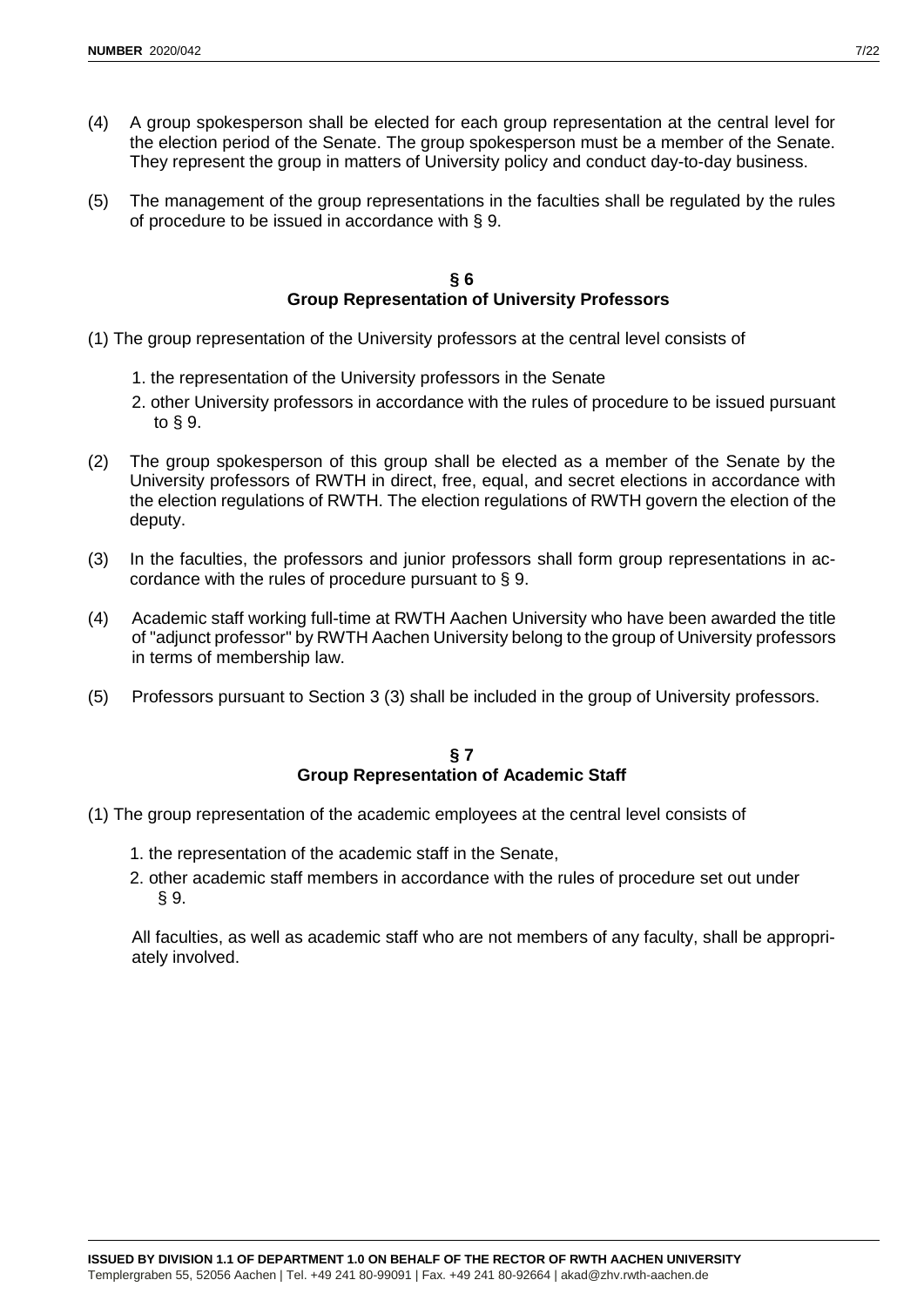(4) A group spokesperson shall be elected for each group representation at the central level for the election period of the Senate. The group spokesperson must be a member of the Senate. They represent the group in matters of University policy and conduct day-to-day business.

(5) The management of the group representations in the faculties shall be regulated by the rules of procedure to be issued in accordance with § 9.

## § 6
## Group Representation of University Professors

(1) The group representation of the University professors at the central level consists of

1. the representation of the University professors in the Senate
2. other University professors in accordance with the rules of procedure to be issued pursuant to § 9.

(2) The group spokesperson of this group shall be elected as a member of the Senate by the University professors of RWTH in direct, free, equal, and secret elections in accordance with the election regulations of RWTH. The election regulations of RWTH govern the election of the deputy.

(3) In the faculties, the professors and junior professors shall form group representations in accordance with the rules of procedure pursuant to § 9.

(4) Academic staff working full-time at RWTH Aachen University who have been awarded the title of "adjunct professor" by RWTH Aachen University belong to the group of University professors in terms of membership law.

(5) Professors pursuant to Section 3 (3) shall be included in the group of University professors.

## § 7
## Group Representation of Academic Staff

(1) The group representation of the academic employees at the central level consists of

1. the representation of the academic staff in the Senate,
2. other academic staff members in accordance with the rules of procedure set out under § 9.

All faculties, as well as academic staff who are not members of any faculty, shall be appropriately involved.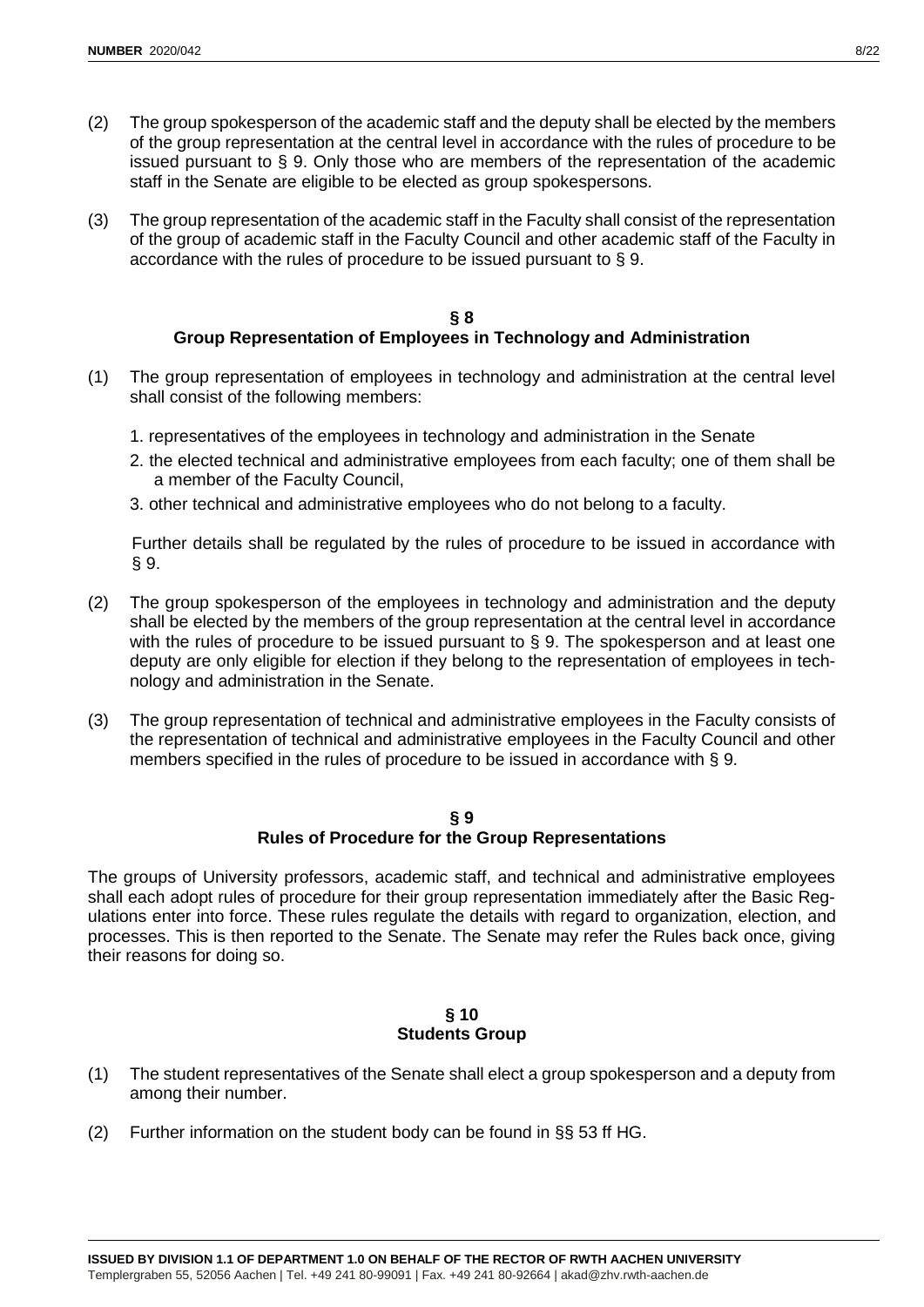(2) The group spokesperson of the academic staff and the deputy shall be elected by the members of the group representation at the central level in accordance with the rules of procedure to be issued pursuant to § 9. Only those who are members of the representation of the academic staff in the Senate are eligible to be elected as group spokespersons.

(3) The group representation of the academic staff in the Faculty shall consist of the representation of the group of academic staff in the Faculty Council and other academic staff of the Faculty in accordance with the rules of procedure to be issued pursuant to § 9.

## § 8
## Group Representation of Employees in Technology and Administration

(1) The group representation of employees in technology and administration at the central level shall consist of the following members:

1. representatives of the employees in technology and administration in the Senate
2. the elected technical and administrative employees from each faculty; one of them shall be a member of the Faculty Council,
3. other technical and administrative employees who do not belong to a faculty.

Further details shall be regulated by the rules of procedure to be issued in accordance with § 9.

(2) The group spokesperson of the employees in technology and administration and the deputy shall be elected by the members of the group representation at the central level in accordance with the rules of procedure to be issued pursuant to § 9. The spokesperson and at least one deputy are only eligible for election if they belong to the representation of employees in technology and administration in the Senate.

(3) The group representation of technical and administrative employees in the Faculty consists of the representation of technical and administrative employees in the Faculty Council and other members specified in the rules of procedure to be issued in accordance with § 9.

## § 9
## Rules of Procedure for the Group Representations

The groups of University professors, academic staff, and technical and administrative employees shall each adopt rules of procedure for their group representation immediately after the Basic Regulations enter into force. These rules regulate the details with regard to organization, election, and processes. This is then reported to the Senate. The Senate may refer the Rules back once, giving their reasons for doing so.

## § 10
## Students Group

(1) The student representatives of the Senate shall elect a group spokesperson and a deputy from among their number.

(2) Further information on the student body can be found in §§ 53 ff HG.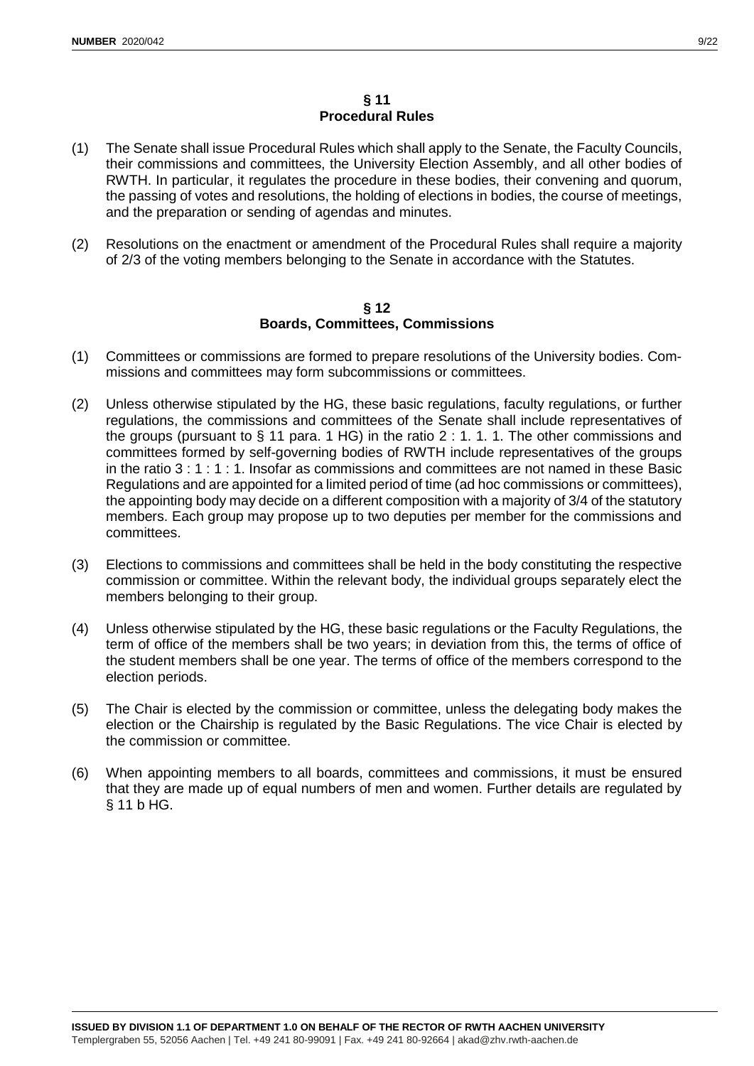## § 11
## Procedural Rules

(1) The Senate shall issue Procedural Rules which shall apply to the Senate, the Faculty Councils, their commissions and committees, the University Election Assembly, and all other bodies of RWTH. In particular, it regulates the procedure in these bodies, their convening and quorum, the passing of votes and resolutions, the holding of elections in bodies, the course of meetings, and the preparation or sending of agendas and minutes.

(2) Resolutions on the enactment or amendment of the Procedural Rules shall require a majority of 2/3 of the voting members belonging to the Senate in accordance with the Statutes.

## § 12
## Boards, Committees, Commissions

(1) Committees or commissions are formed to prepare resolutions of the University bodies. Commissions and committees may form subcommissions or committees.

(2) Unless otherwise stipulated by the HG, these basic regulations, faculty regulations, or further regulations, the commissions and committees of the Senate shall include representatives of the groups (pursuant to § 11 para. 1 HG) in the ratio 2 : 1. 1. 1. The other commissions and committees formed by self-governing bodies of RWTH include representatives of the groups in the ratio 3 : 1 : 1 : 1. Insofar as commissions and committees are not named in these Basic Regulations and are appointed for a limited period of time (ad hoc commissions or committees), the appointing body may decide on a different composition with a majority of 3/4 of the statutory members. Each group may propose up to two deputies per member for the commissions and committees.

(3) Elections to commissions and committees shall be held in the body constituting the respective commission or committee. Within the relevant body, the individual groups separately elect the members belonging to their group.

(4) Unless otherwise stipulated by the HG, these basic regulations or the Faculty Regulations, the term of office of the members shall be two years; in deviation from this, the terms of office of the student members shall be one year. The terms of office of the members correspond to the election periods.

(5) The Chair is elected by the commission or committee, unless the delegating body makes the election or the Chairship is regulated by the Basic Regulations. The vice Chair is elected by the commission or committee.

(6) When appointing members to all boards, committees and commissions, it must be ensured that they are made up of equal numbers of men and women. Further details are regulated by § 11 b HG.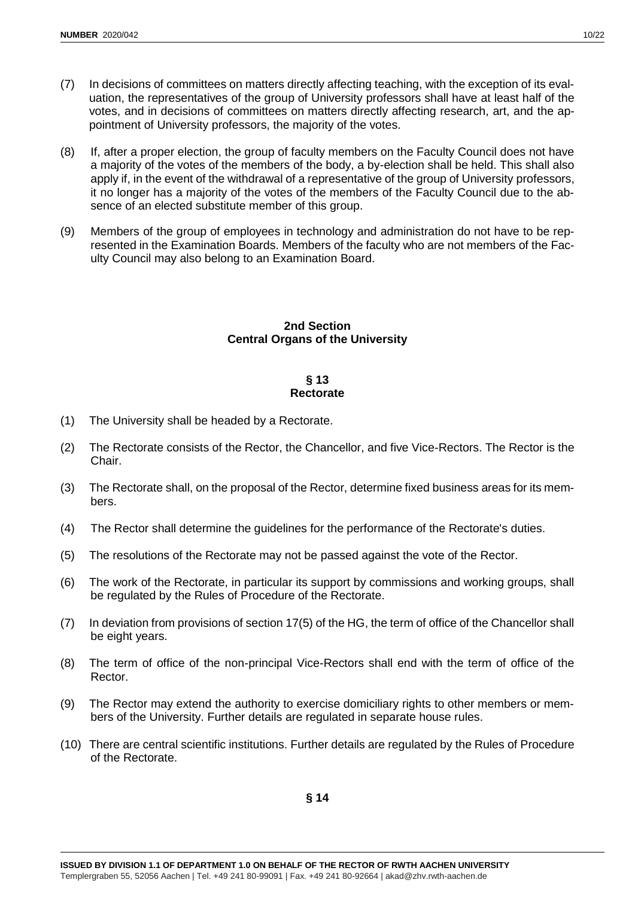(7) In decisions of committees on matters directly affecting teaching, with the exception of its evaluation, the representatives of the group of University professors shall have at least half of the votes, and in decisions of committees on matters directly affecting research, art, and the appointment of University professors, the majority of the votes.

(8) If, after a proper election, the group of faculty members on the Faculty Council does not have a majority of the votes of the members of the body, a by-election shall be held. This shall also apply if, in the event of the withdrawal of a representative of the group of University professors, it no longer has a majority of the votes of the members of the Faculty Council due to the absence of an elected substitute member of this group.

(9) Members of the group of employees in technology and administration do not have to be represented in the Examination Boards. Members of the faculty who are not members of the Faculty Council may also belong to an Examination Board.

## 2nd Section
## Central Organs of the University

### § 13
### Rectorate

(1) The University shall be headed by a Rectorate.

(2) The Rectorate consists of the Rector, the Chancellor, and five Vice-Rectors. The Rector is the Chair.

(3) The Rectorate shall, on the proposal of the Rector, determine fixed business areas for its members.

(4) The Rector shall determine the guidelines for the performance of the Rectorate's duties.

(5) The resolutions of the Rectorate may not be passed against the vote of the Rector.

(6) The work of the Rectorate, in particular its support by commissions and working groups, shall be regulated by the Rules of Procedure of the Rectorate.

(7) In deviation from provisions of section 17(5) of the HG, the term of office of the Chancellor shall be eight years.

(8) The term of office of the non-principal Vice-Rectors shall end with the term of office of the Rector.

(9) The Rector may extend the authority to exercise domiciliary rights to other members or members of the University. Further details are regulated in separate house rules.

(10) There are central scientific institutions. Further details are regulated by the Rules of Procedure of the Rectorate.

### § 14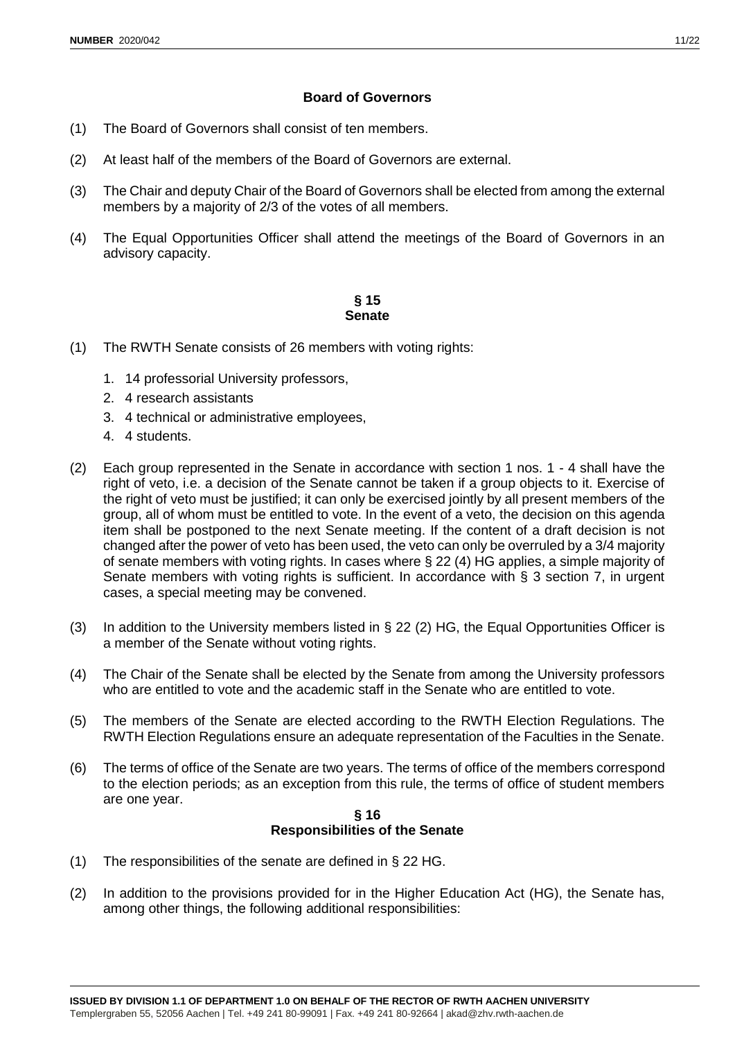### Board of Governors

(1) The Board of Governors shall consist of ten members.

(2) At least half of the members of the Board of Governors are external.

(3) The Chair and deputy Chair of the Board of Governors shall be elected from among the external members by a majority of 2/3 of the votes of all members.

(4) The Equal Opportunities Officer shall attend the meetings of the Board of Governors in an advisory capacity.

### § 15
### Senate

(1) The RWTH Senate consists of 26 members with voting rights:

1. 14 professorial University professors,
2. 4 research assistants
3. 4 technical or administrative employees,
4. 4 students.

(2) Each group represented in the Senate in accordance with section 1 nos. 1 - 4 shall have the right of veto, i.e. a decision of the Senate cannot be taken if a group objects to it. Exercise of the right of veto must be justified; it can only be exercised jointly by all present members of the group, all of whom must be entitled to vote. In the event of a veto, the decision on this agenda item shall be postponed to the next Senate meeting. If the content of a draft decision is not changed after the power of veto has been used, the veto can only be overruled by a 3/4 majority of senate members with voting rights. In cases where § 22 (4) HG applies, a simple majority of Senate members with voting rights is sufficient. In accordance with § 3 section 7, in urgent cases, a special meeting may be convened.

(3) In addition to the University members listed in § 22 (2) HG, the Equal Opportunities Officer is a member of the Senate without voting rights.

(4) The Chair of the Senate shall be elected by the Senate from among the University professors who are entitled to vote and the academic staff in the Senate who are entitled to vote.

(5) The members of the Senate are elected according to the RWTH Election Regulations. The RWTH Election Regulations ensure an adequate representation of the Faculties in the Senate.

(6) The terms of office of the Senate are two years. The terms of office of the members correspond to the election periods; as an exception from this rule, the terms of office of student members are one year.

### § 16
### Responsibilities of the Senate

(1) The responsibilities of the senate are defined in § 22 HG.

(2) In addition to the provisions provided for in the Higher Education Act (HG), the Senate has, among other things, the following additional responsibilities: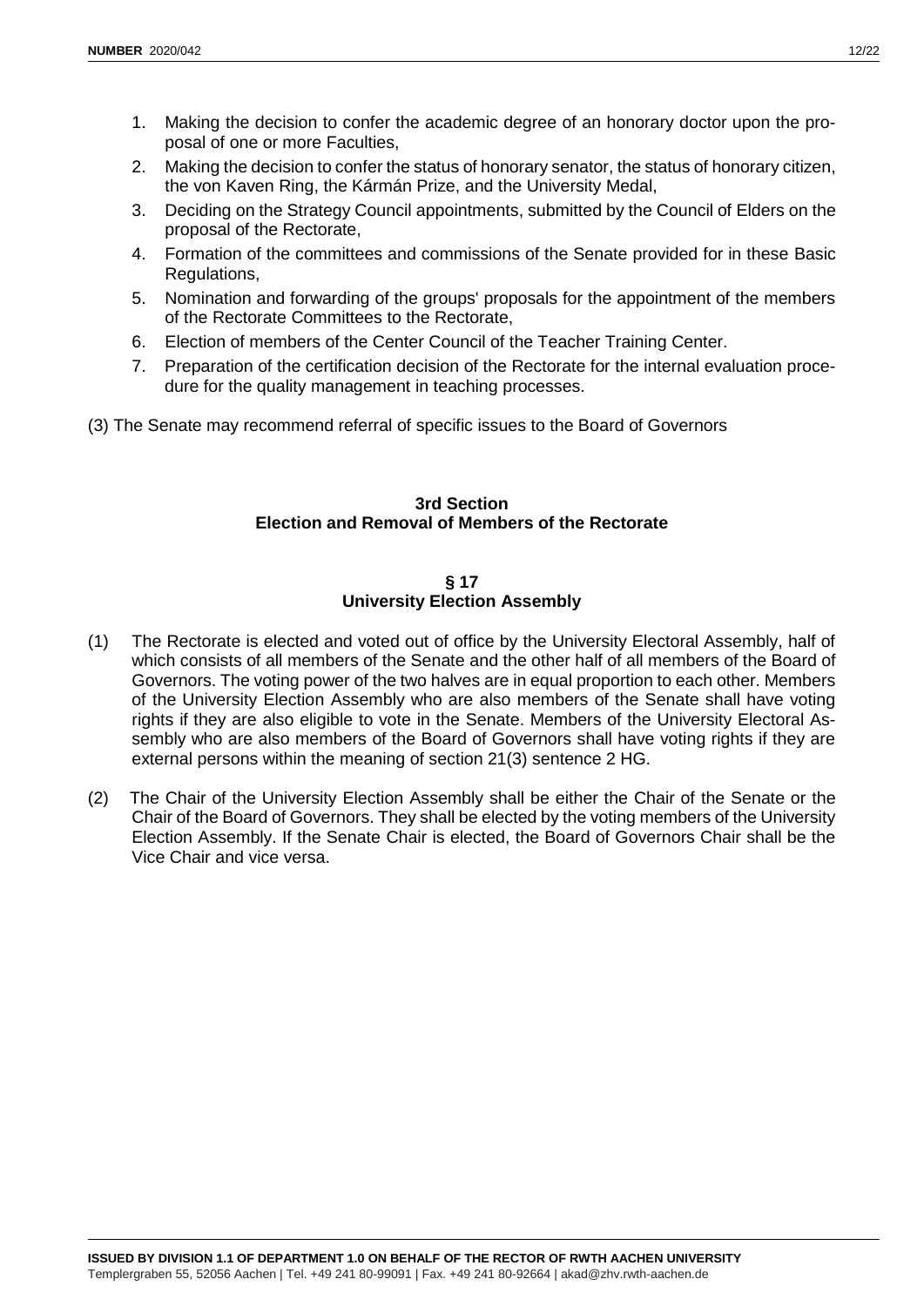1. Making the decision to confer the academic degree of an honorary doctor upon the proposal of one or more Faculties,
2. Making the decision to confer the status of honorary senator, the status of honorary citizen, the von Kaven Ring, the Kármán Prize, and the University Medal,
3. Deciding on the Strategy Council appointments, submitted by the Council of Elders on the proposal of the Rectorate,
4. Formation of the committees and commissions of the Senate provided for in these Basic Regulations,
5. Nomination and forwarding of the groups' proposals for the appointment of the members of the Rectorate Committees to the Rectorate,
6. Election of members of the Center Council of the Teacher Training Center.
7. Preparation of the certification decision of the Rectorate for the internal evaluation procedure for the quality management in teaching processes.

(3) The Senate may recommend referral of specific issues to the Board of Governors

## 3rd Section
## Election and Removal of Members of the Rectorate

### § 17
### University Election Assembly

(1) The Rectorate is elected and voted out of office by the University Electoral Assembly, half of which consists of all members of the Senate and the other half of all members of the Board of Governors. The voting power of the two halves are in equal proportion to each other. Members of the University Election Assembly who are also members of the Senate shall have voting rights if they are also eligible to vote in the Senate. Members of the University Electoral Assembly who are also members of the Board of Governors shall have voting rights if they are external persons within the meaning of section 21(3) sentence 2 HG.

(2) The Chair of the University Election Assembly shall be either the Chair of the Senate or the Chair of the Board of Governors. They shall be elected by the voting members of the University Election Assembly. If the Senate Chair is elected, the Board of Governors Chair shall be the Vice Chair and vice versa.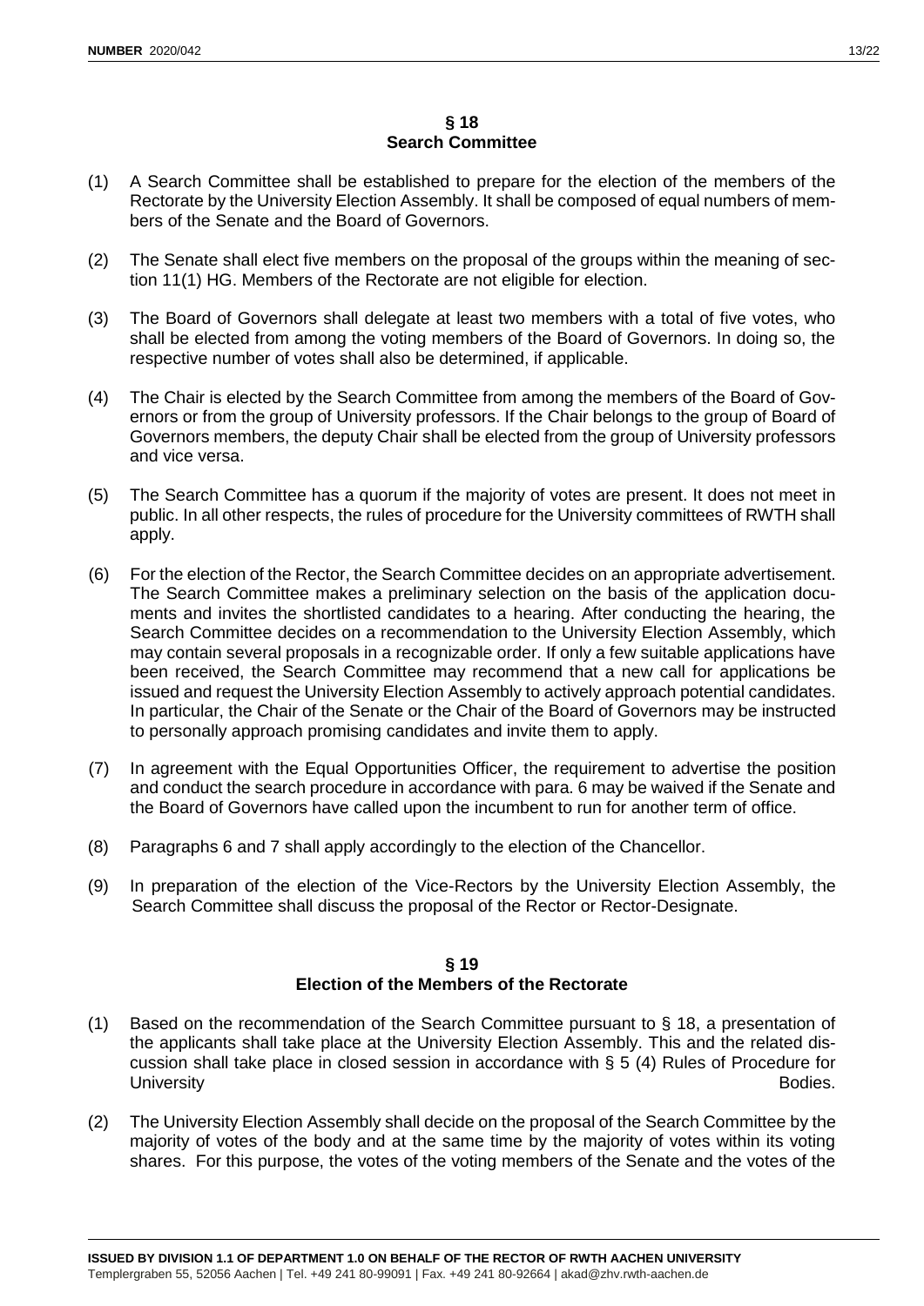## § 18 Search Committee

(1) A Search Committee shall be established to prepare for the election of the members of the Rectorate by the University Election Assembly. It shall be composed of equal numbers of members of the Senate and the Board of Governors.

(2) The Senate shall elect five members on the proposal of the groups within the meaning of section 11(1) HG. Members of the Rectorate are not eligible for election.

(3) The Board of Governors shall delegate at least two members with a total of five votes, who shall be elected from among the voting members of the Board of Governors. In doing so, the respective number of votes shall also be determined, if applicable.

(4) The Chair is elected by the Search Committee from among the members of the Board of Governors or from the group of University professors. If the Chair belongs to the group of Board of Governors members, the deputy Chair shall be elected from the group of University professors and vice versa.

(5) The Search Committee has a quorum if the majority of votes are present. It does not meet in public. In all other respects, the rules of procedure for the University committees of RWTH shall apply.

(6) For the election of the Rector, the Search Committee decides on an appropriate advertisement. The Search Committee makes a preliminary selection on the basis of the application documents and invites the shortlisted candidates to a hearing. After conducting the hearing, the Search Committee decides on a recommendation to the University Election Assembly, which may contain several proposals in a recognizable order. If only a few suitable applications have been received, the Search Committee may recommend that a new call for applications be issued and request the University Election Assembly to actively approach potential candidates. In particular, the Chair of the Senate or the Chair of the Board of Governors may be instructed to personally approach promising candidates and invite them to apply.

(7) In agreement with the Equal Opportunities Officer, the requirement to advertise the position and conduct the search procedure in accordance with para. 6 may be waived if the Senate and the Board of Governors have called upon the incumbent to run for another term of office.

(8) Paragraphs 6 and 7 shall apply accordingly to the election of the Chancellor.

(9) In preparation of the election of the Vice-Rectors by the University Election Assembly, the Search Committee shall discuss the proposal of the Rector or Rector-Designate.

## § 19 Election of the Members of the Rectorate

(1) Based on the recommendation of the Search Committee pursuant to § 18, a presentation of the applicants shall take place at the University Election Assembly. This and the related discussion shall take place in closed session in accordance with § 5 (4) Rules of Procedure for University Bodies.

(2) The University Election Assembly shall decide on the proposal of the Search Committee by the majority of votes of the body and at the same time by the majority of votes within its voting shares. For this purpose, the votes of the voting members of the Senate and the votes of the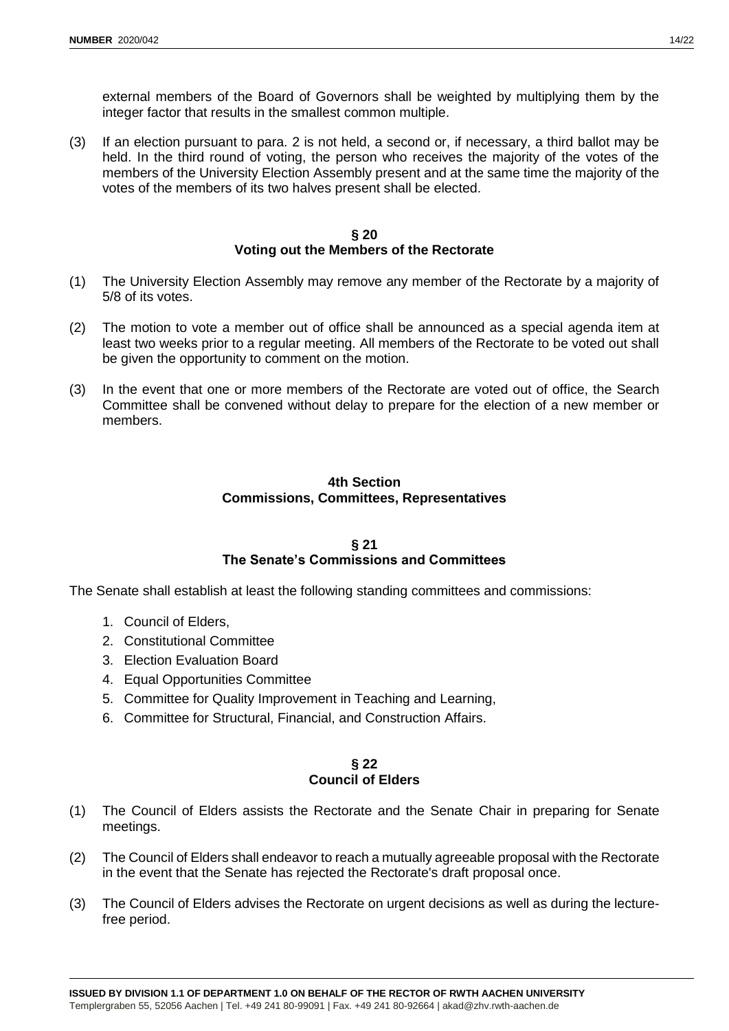external members of the Board of Governors shall be weighted by multiplying them by the integer factor that results in the smallest common multiple.

(3) If an election pursuant to para. 2 is not held, a second or, if necessary, a third ballot may be held. In the third round of voting, the person who receives the majority of the votes of the members of the University Election Assembly present and at the same time the majority of the votes of the members of its two halves present shall be elected.

## § 20
## Voting out the Members of the Rectorate

(1) The University Election Assembly may remove any member of the Rectorate by a majority of 5/8 of its votes.

(2) The motion to vote a member out of office shall be announced as a special agenda item at least two weeks prior to a regular meeting. All members of the Rectorate to be voted out shall be given the opportunity to comment on the motion.

(3) In the event that one or more members of the Rectorate are voted out of office, the Search Committee shall be convened without delay to prepare for the election of a new member or members.

# 4th Section
# Commissions, Committees, Representatives

## § 21
## The Senate's Commissions and Committees

The Senate shall establish at least the following standing committees and commissions:

1. Council of Elders,
2. Constitutional Committee
3. Election Evaluation Board
4. Equal Opportunities Committee
5. Committee for Quality Improvement in Teaching and Learning,
6. Committee for Structural, Financial, and Construction Affairs.

## § 22
## Council of Elders

(1) The Council of Elders assists the Rectorate and the Senate Chair in preparing for Senate meetings.

(2) The Council of Elders shall endeavor to reach a mutually agreeable proposal with the Rectorate in the event that the Senate has rejected the Rectorate's draft proposal once.

(3) The Council of Elders advises the Rectorate on urgent decisions as well as during the lecture-free period.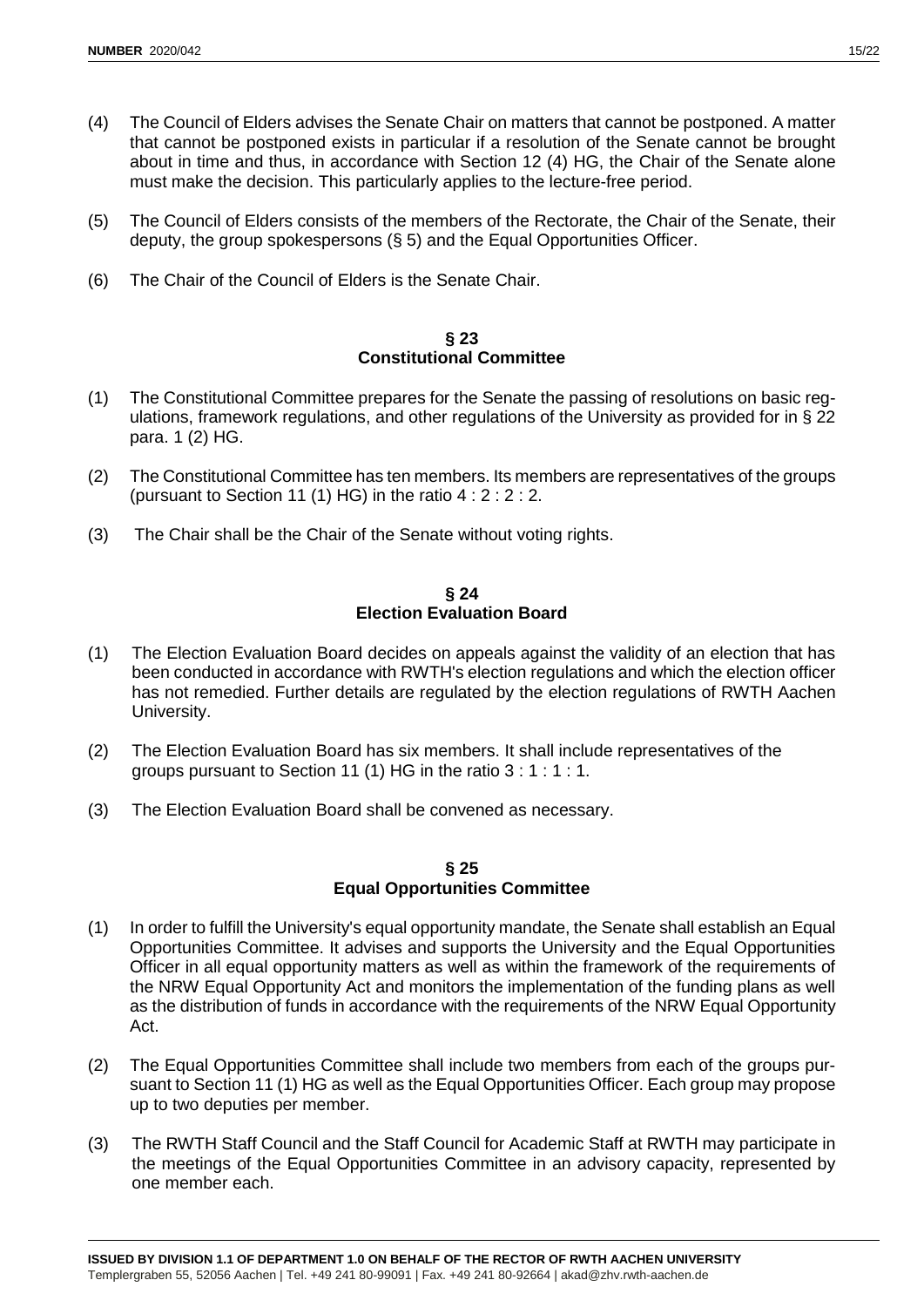(4) The Council of Elders advises the Senate Chair on matters that cannot be postponed. A matter that cannot be postponed exists in particular if a resolution of the Senate cannot be brought about in time and thus, in accordance with Section 12 (4) HG, the Chair of the Senate alone must make the decision. This particularly applies to the lecture-free period.

(5) The Council of Elders consists of the members of the Rectorate, the Chair of the Senate, their deputy, the group spokespersons (§ 5) and the Equal Opportunities Officer.

(6) The Chair of the Council of Elders is the Senate Chair.

## § 23
## Constitutional Committee

(1) The Constitutional Committee prepares for the Senate the passing of resolutions on basic regulations, framework regulations, and other regulations of the University as provided for in § 22 para. 1 (2) HG.

(2) The Constitutional Committee has ten members. Its members are representatives of the groups (pursuant to Section 11 (1) HG) in the ratio 4 : 2 : 2 : 2.

(3) The Chair shall be the Chair of the Senate without voting rights.

## § 24
## Election Evaluation Board

(1) The Election Evaluation Board decides on appeals against the validity of an election that has been conducted in accordance with RWTH's election regulations and which the election officer has not remedied. Further details are regulated by the election regulations of RWTH Aachen University.

(2) The Election Evaluation Board has six members. It shall include representatives of the groups pursuant to Section 11 (1) HG in the ratio 3 : 1 : 1 : 1.

(3) The Election Evaluation Board shall be convened as necessary.

## § 25
## Equal Opportunities Committee

(1) In order to fulfill the University's equal opportunity mandate, the Senate shall establish an Equal Opportunities Committee. It advises and supports the University and the Equal Opportunities Officer in all equal opportunity matters as well as within the framework of the requirements of the NRW Equal Opportunity Act and monitors the implementation of the funding plans as well as the distribution of funds in accordance with the requirements of the NRW Equal Opportunity Act.

(2) The Equal Opportunities Committee shall include two members from each of the groups pursuant to Section 11 (1) HG as well as the Equal Opportunities Officer. Each group may propose up to two deputies per member.

(3) The RWTH Staff Council and the Staff Council for Academic Staff at RWTH may participate in the meetings of the Equal Opportunities Committee in an advisory capacity, represented by one member each.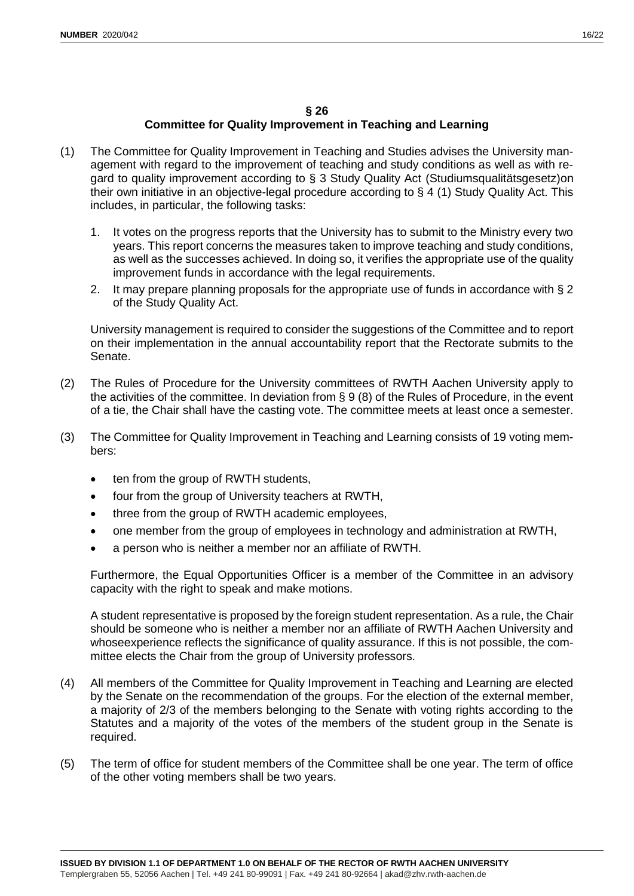## § 26
## Committee for Quality Improvement in Teaching and Learning

(1) The Committee for Quality Improvement in Teaching and Studies advises the University management with regard to the improvement of teaching and study conditions as well as with regard to quality improvement according to § 3 Study Quality Act (Studiumsqualitätsgesetz)on their own initiative in an objective-legal procedure according to § 4 (1) Study Quality Act. This includes, in particular, the following tasks:

   1. It votes on the progress reports that the University has to submit to the Ministry every two years. This report concerns the measures taken to improve teaching and study conditions, as well as the successes achieved. In doing so, it verifies the appropriate use of the quality improvement funds in accordance with the legal requirements.
   2. It may prepare planning proposals for the appropriate use of funds in accordance with § 2 of the Study Quality Act.

   University management is required to consider the suggestions of the Committee and to report on their implementation in the annual accountability report that the Rectorate submits to the Senate.

(2) The Rules of Procedure for the University committees of RWTH Aachen University apply to the activities of the committee. In deviation from § 9 (8) of the Rules of Procedure, in the event of a tie, the Chair shall have the casting vote. The committee meets at least once a semester.

(3) The Committee for Quality Improvement in Teaching and Learning consists of 19 voting members:

   - ten from the group of RWTH students,
   - four from the group of University teachers at RWTH,
   - three from the group of RWTH academic employees,
   - one member from the group of employees in technology and administration at RWTH,
   - a person who is neither a member nor an affiliate of RWTH.

   Furthermore, the Equal Opportunities Officer is a member of the Committee in an advisory capacity with the right to speak and make motions.

   A student representative is proposed by the foreign student representation. As a rule, the Chair should be someone who is neither a member nor an affiliate of RWTH Aachen University and whoseexperience reflects the significance of quality assurance. If this is not possible, the committee elects the Chair from the group of University professors.

(4) All members of the Committee for Quality Improvement in Teaching and Learning are elected by the Senate on the recommendation of the groups. For the election of the external member, a majority of 2/3 of the members belonging to the Senate with voting rights according to the Statutes and a majority of the votes of the members of the student group in the Senate is required.

(5) The term of office for student members of the Committee shall be one year. The term of office of the other voting members shall be two years.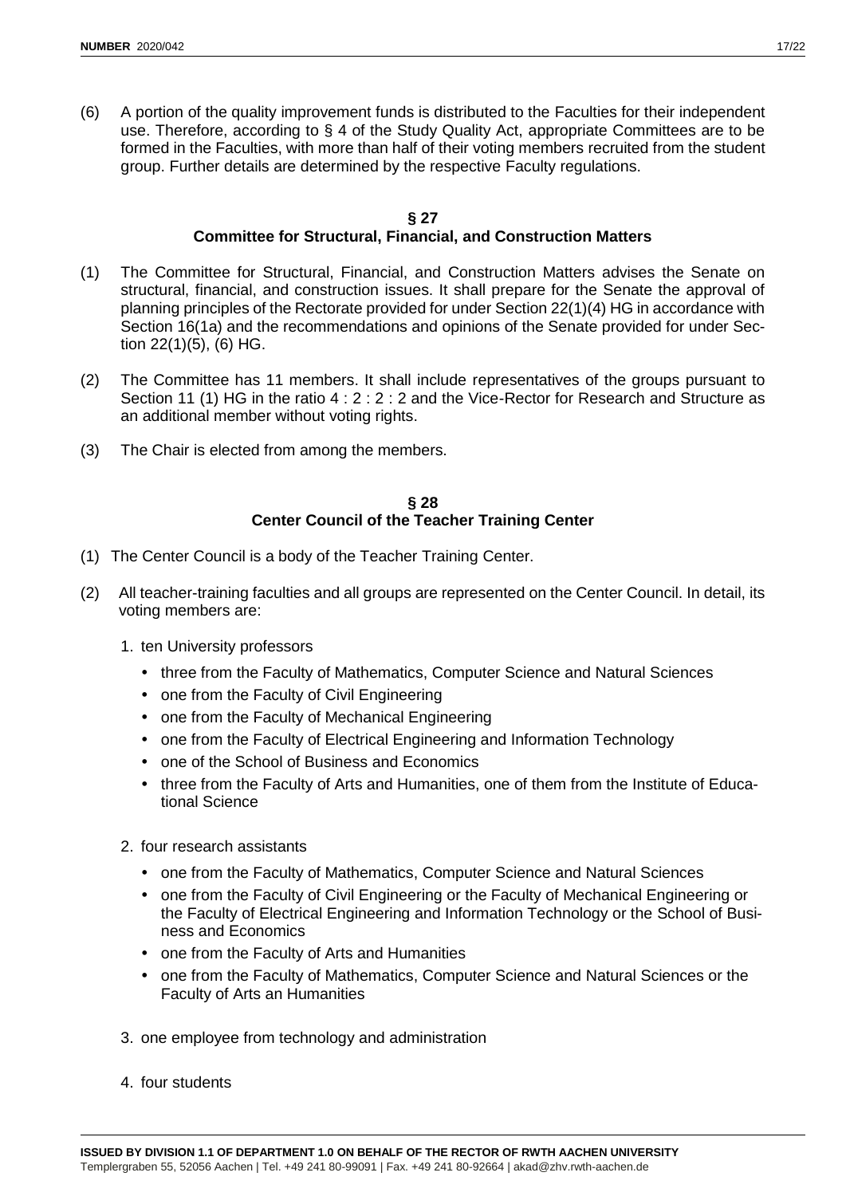(6) A portion of the quality improvement funds is distributed to the Faculties for their independent use. Therefore, according to § 4 of the Study Quality Act, appropriate Committees are to be formed in the Faculties, with more than half of their voting members recruited from the student group. Further details are determined by the respective Faculty regulations.

## § 27
## Committee for Structural, Financial, and Construction Matters

(1) The Committee for Structural, Financial, and Construction Matters advises the Senate on structural, financial, and construction issues. It shall prepare for the Senate the approval of planning principles of the Rectorate provided for under Section 22(1)(4) HG in accordance with Section 16(1a) and the recommendations and opinions of the Senate provided for under Section 22(1)(5), (6) HG.

(2) The Committee has 11 members. It shall include representatives of the groups pursuant to Section 11 (1) HG in the ratio 4 : 2 : 2 : 2 and the Vice-Rector for Research and Structure as an additional member without voting rights.

(3) The Chair is elected from among the members.

## § 28
## Center Council of the Teacher Training Center

(1) The Center Council is a body of the Teacher Training Center.

(2) All teacher-training faculties and all groups are represented on the Center Council. In detail, its voting members are:

1. ten University professors
   - three from the Faculty of Mathematics, Computer Science and Natural Sciences
   - one from the Faculty of Civil Engineering
   - one from the Faculty of Mechanical Engineering
   - one from the Faculty of Electrical Engineering and Information Technology
   - one of the School of Business and Economics
   - three from the Faculty of Arts and Humanities, one of them from the Institute of Educational Science
2. four research assistants
   - one from the Faculty of Mathematics, Computer Science and Natural Sciences
   - one from the Faculty of Civil Engineering or the Faculty of Mechanical Engineering or the Faculty of Electrical Engineering and Information Technology or the School of Business and Economics
   - one from the Faculty of Arts and Humanities
   - one from the Faculty of Mathematics, Computer Science and Natural Sciences or the Faculty of Arts an Humanities
3. one employee from technology and administration
4. four students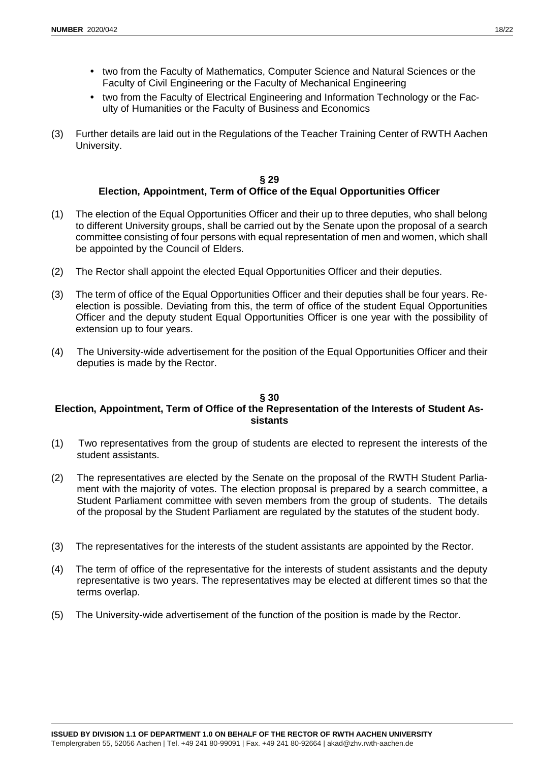- two from the Faculty of Mathematics, Computer Science and Natural Sciences or the Faculty of Civil Engineering or the Faculty of Mechanical Engineering
- two from the Faculty of Electrical Engineering and Information Technology or the Faculty of Humanities or the Faculty of Business and Economics

(3) Further details are laid out in the Regulations of the Teacher Training Center of RWTH Aachen University.

### § 29
### Election, Appointment, Term of Office of the Equal Opportunities Officer

(1) The election of the Equal Opportunities Officer and their up to three deputies, who shall belong to different University groups, shall be carried out by the Senate upon the proposal of a search committee consisting of four persons with equal representation of men and women, which shall be appointed by the Council of Elders.

(2) The Rector shall appoint the elected Equal Opportunities Officer and their deputies.

(3) The term of office of the Equal Opportunities Officer and their deputies shall be four years. Re-election is possible. Deviating from this, the term of office of the student Equal Opportunities Officer and the deputy student Equal Opportunities Officer is one year with the possibility of extension up to four years.

(4) The University-wide advertisement for the position of the Equal Opportunities Officer and their deputies is made by the Rector.

### § 30
### Election, Appointment, Term of Office of the Representation of the Interests of Student Assistants

(1) Two representatives from the group of students are elected to represent the interests of the student assistants.

(2) The representatives are elected by the Senate on the proposal of the RWTH Student Parliament with the majority of votes. The election proposal is prepared by a search committee, a Student Parliament committee with seven members from the group of students. The details of the proposal by the Student Parliament are regulated by the statutes of the student body.

(3) The representatives for the interests of the student assistants are appointed by the Rector.

(4) The term of office of the representative for the interests of student assistants and the deputy representative is two years. The representatives may be elected at different times so that the terms overlap.

(5) The University-wide advertisement of the function of the position is made by the Rector.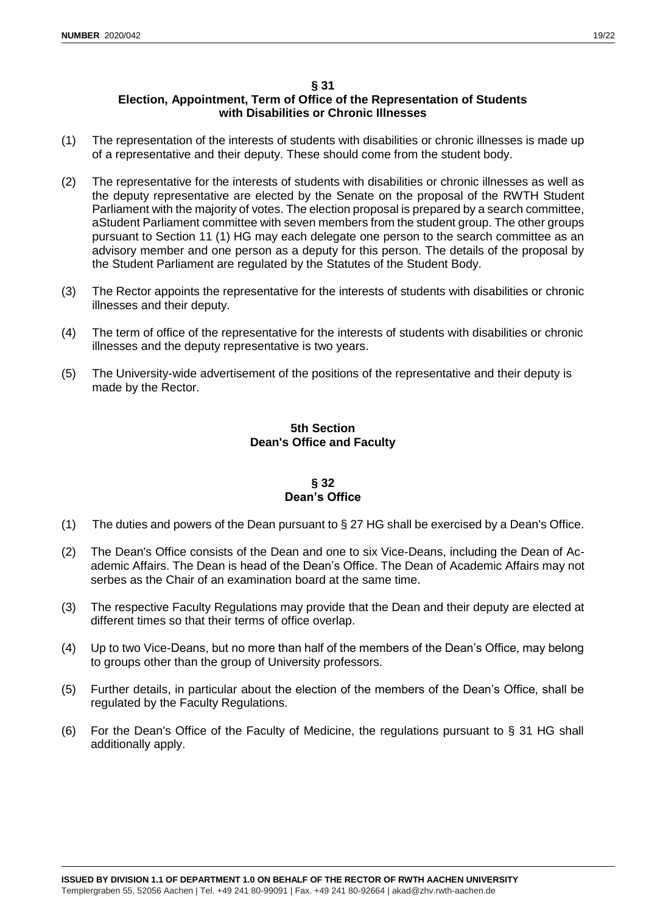### § 31
### Election, Appointment, Term of Office of the Representation of Students with Disabilities or Chronic Illnesses

(1) The representation of the interests of students with disabilities or chronic illnesses is made up of a representative and their deputy. These should come from the student body.

(2) The representative for the interests of students with disabilities or chronic illnesses as well as the deputy representative are elected by the Senate on the proposal of the RWTH Student Parliament with the majority of votes. The election proposal is prepared by a search committee, aStudent Parliament committee with seven members from the student group. The other groups pursuant to Section 11 (1) HG may each delegate one person to the search committee as an advisory member and one person as a deputy for this person. The details of the proposal by the Student Parliament are regulated by the Statutes of the Student Body.

(3) The Rector appoints the representative for the interests of students with disabilities or chronic illnesses and their deputy.

(4) The term of office of the representative for the interests of students with disabilities or chronic illnesses and the deputy representative is two years.

(5) The University-wide advertisement of the positions of the representative and their deputy is made by the Rector.

## 5th Section
## Dean's Office and Faculty

### § 32
### Dean's Office

(1) The duties and powers of the Dean pursuant to § 27 HG shall be exercised by a Dean's Office.

(2) The Dean's Office consists of the Dean and one to six Vice-Deans, including the Dean of Academic Affairs. The Dean is head of the Dean's Office. The Dean of Academic Affairs may not serbes as the Chair of an examination board at the same time.

(3) The respective Faculty Regulations may provide that the Dean and their deputy are elected at different times so that their terms of office overlap.

(4) Up to two Vice-Deans, but no more than half of the members of the Dean's Office, may belong to groups other than the group of University professors.

(5) Further details, in particular about the election of the members of the Dean's Office, shall be regulated by the Faculty Regulations.

(6) For the Dean's Office of the Faculty of Medicine, the regulations pursuant to § 31 HG shall additionally apply.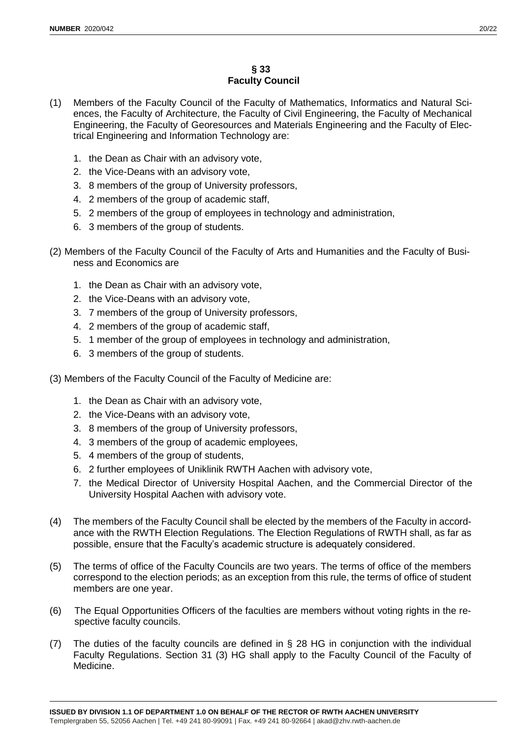## § 33
## Faculty Council

(1) Members of the Faculty Council of the Faculty of Mathematics, Informatics and Natural Sciences, the Faculty of Architecture, the Faculty of Civil Engineering, the Faculty of Mechanical Engineering, the Faculty of Georesources and Materials Engineering and the Faculty of Electrical Engineering and Information Technology are:

1. the Dean as Chair with an advisory vote,
2. the Vice-Deans with an advisory vote,
3. 8 members of the group of University professors,
4. 2 members of the group of academic staff,
5. 2 members of the group of employees in technology and administration,
6. 3 members of the group of students.

(2) Members of the Faculty Council of the Faculty of Arts and Humanities and the Faculty of Business and Economics are

1. the Dean as Chair with an advisory vote,
2. the Vice-Deans with an advisory vote,
3. 7 members of the group of University professors,
4. 2 members of the group of academic staff,
5. 1 member of the group of employees in technology and administration,
6. 3 members of the group of students.

(3) Members of the Faculty Council of the Faculty of Medicine are:

1. the Dean as Chair with an advisory vote,
2. the Vice-Deans with an advisory vote,
3. 8 members of the group of University professors,
4. 3 members of the group of academic employees,
5. 4 members of the group of students,
6. 2 further employees of Uniklinik RWTH Aachen with advisory vote,
7. the Medical Director of University Hospital Aachen, and the Commercial Director of the University Hospital Aachen with advisory vote.

(4) The members of the Faculty Council shall be elected by the members of the Faculty in accordance with the RWTH Election Regulations. The Election Regulations of RWTH shall, as far as possible, ensure that the Faculty's academic structure is adequately considered.

(5) The terms of office of the Faculty Councils are two years. The terms of office of the members correspond to the election periods; as an exception from this rule, the terms of office of student members are one year.

(6) The Equal Opportunities Officers of the faculties are members without voting rights in the respective faculty councils.

(7) The duties of the faculty councils are defined in § 28 HG in conjunction with the individual Faculty Regulations. Section 31 (3) HG shall apply to the Faculty Council of the Faculty of Medicine.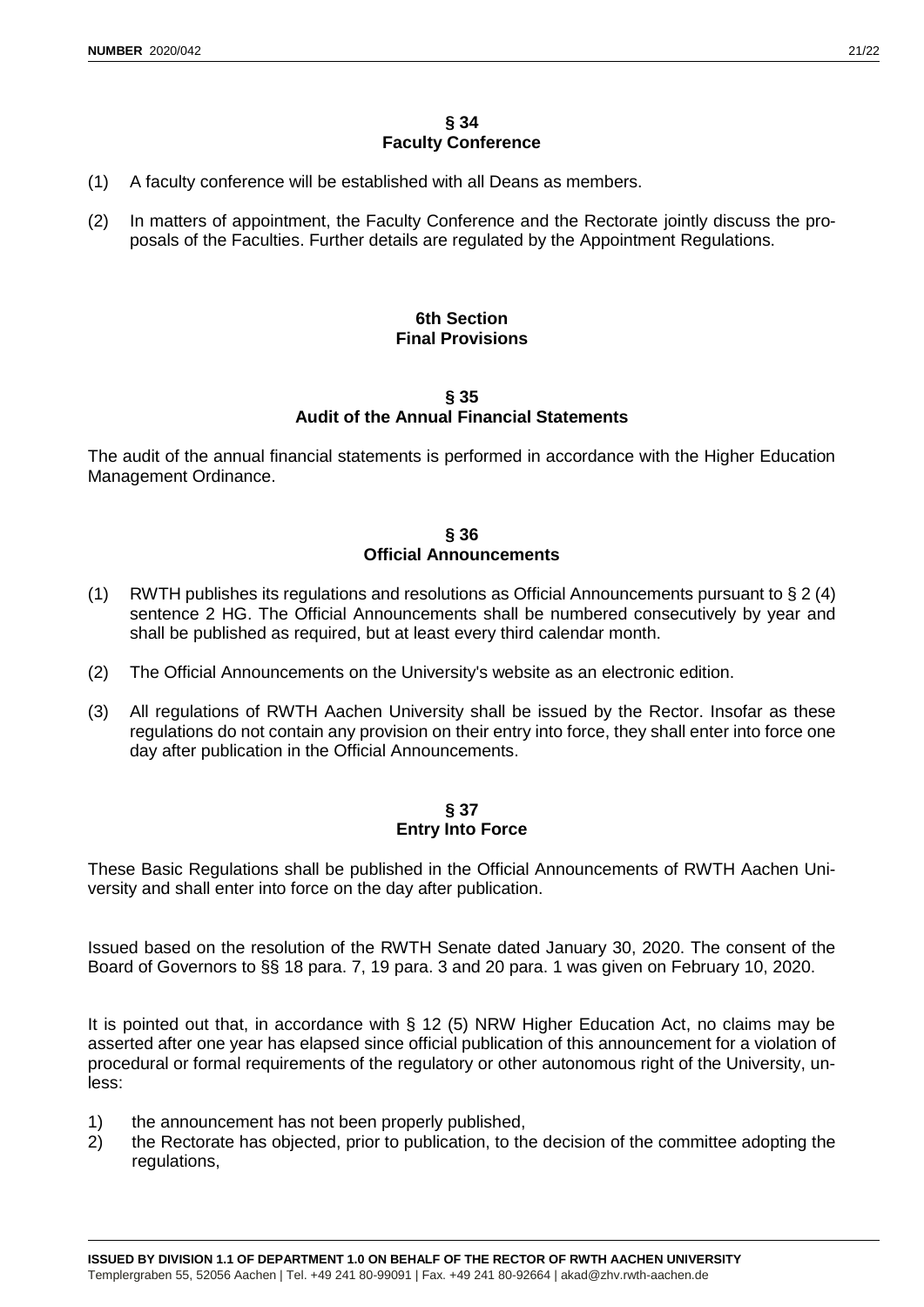### § 34
### Faculty Conference

(1) A faculty conference will be established with all Deans as members.

(2) In matters of appointment, the Faculty Conference and the Rectorate jointly discuss the proposals of the Faculties. Further details are regulated by the Appointment Regulations.

## 6th Section
## Final Provisions

### § 35
### Audit of the Annual Financial Statements

The audit of the annual financial statements is performed in accordance with the Higher Education Management Ordinance.

### § 36
### Official Announcements

(1) RWTH publishes its regulations and resolutions as Official Announcements pursuant to § 2 (4) sentence 2 HG. The Official Announcements shall be numbered consecutively by year and shall be published as required, but at least every third calendar month.

(2) The Official Announcements on the University's website as an electronic edition.

(3) All regulations of RWTH Aachen University shall be issued by the Rector. Insofar as these regulations do not contain any provision on their entry into force, they shall enter into force one day after publication in the Official Announcements.

### § 37
### Entry Into Force

These Basic Regulations shall be published in the Official Announcements of RWTH Aachen University and shall enter into force on the day after publication.

Issued based on the resolution of the RWTH Senate dated January 30, 2020. The consent of the Board of Governors to §§ 18 para. 7, 19 para. 3 and 20 para. 1 was given on February 10, 2020.

It is pointed out that, in accordance with § 12 (5) NRW Higher Education Act, no claims may be asserted after one year has elapsed since official publication of this announcement for a violation of procedural or formal requirements of the regulatory or other autonomous right of the University, unless:

1) the announcement has not been properly published,
2) the Rectorate has objected, prior to publication, to the decision of the committee adopting the regulations,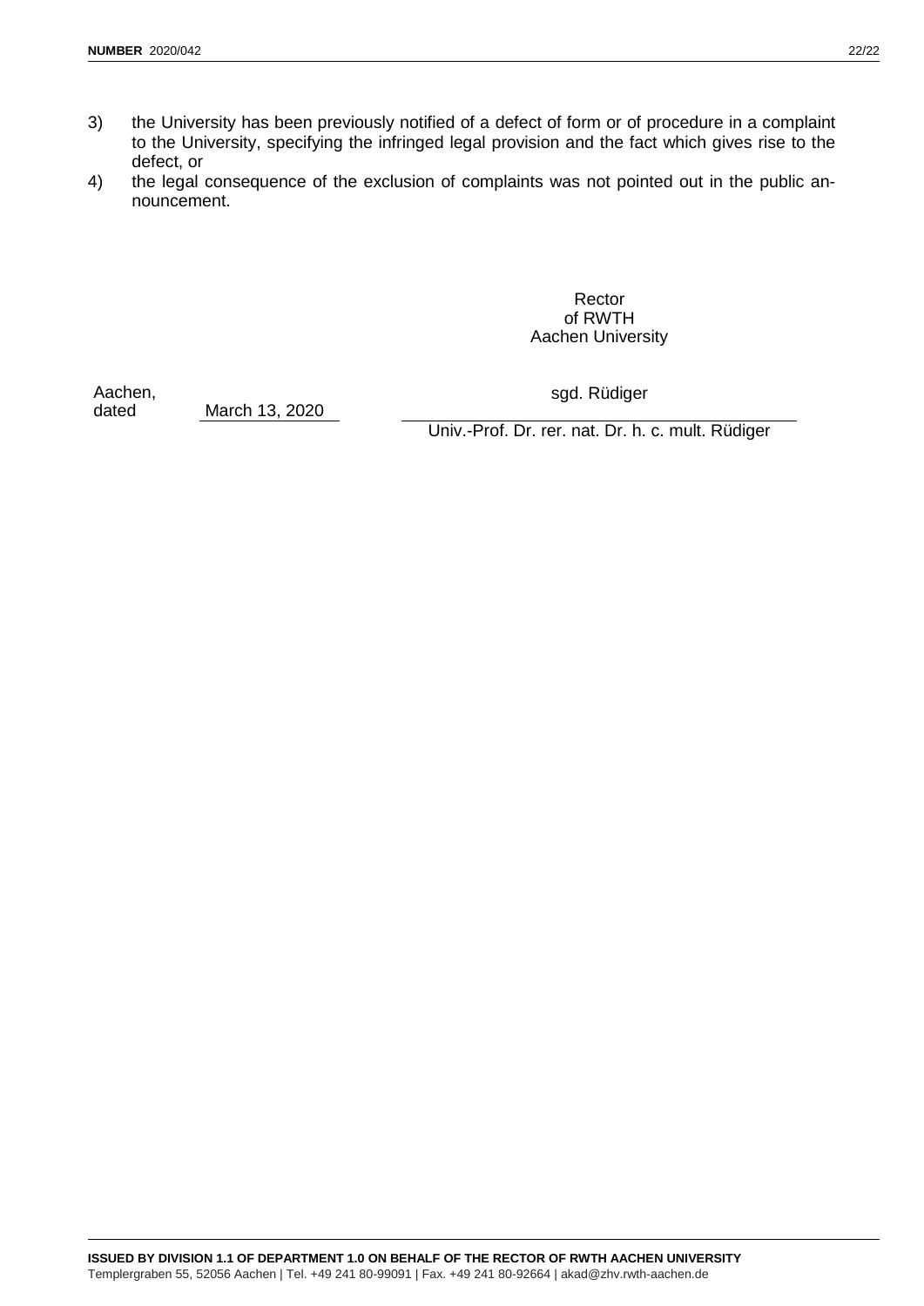3) the University has been previously notified of a defect of form or of procedure in a complaint to the University, specifying the infringed legal provision and the fact which gives rise to the defect, or
4) the legal consequence of the exclusion of complaints was not pointed out in the public announcement.

Rector
of RWTH
Aachen University

Aachen, dated March 13, 2020

sgd. Rüdiger

Univ.-Prof. Dr. rer. nat. Dr. h. c. mult. Rüdiger

**ISSUED BY DIVISION 1.1 OF DEPARTMENT 1.0 ON BEHALF OF THE RECTOR OF RWTH AACHEN UNIVERSITY**
Templergraben 55, 52056 Aachen | Tel. +49 241 80-99091 | Fax. +49 241 80-92664 | akad@zhv.rwth-aachen.de